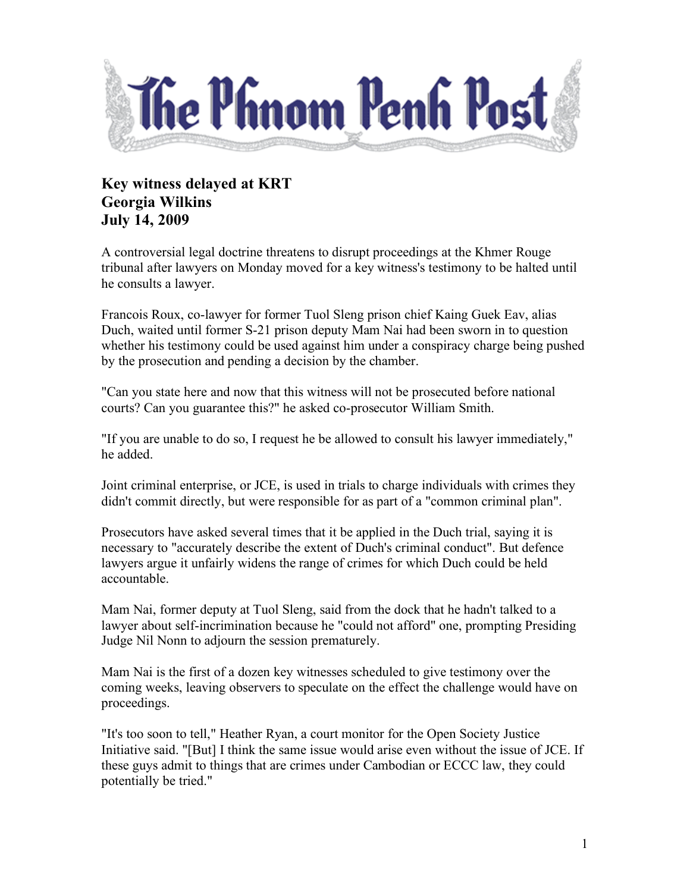# The Phnom Penh Post

**Key witness delayed at KRT**
**Georgia Wilkins**
**July 14, 2009**

A controversial legal doctrine threatens to disrupt proceedings at the Khmer Rouge tribunal after lawyers on Monday moved for a key witness's testimony to be halted until he consults a lawyer.

Francois Roux, co-lawyer for former Tuol Sleng prison chief Kaing Guek Eav, alias Duch, waited until former S-21 prison deputy Mam Nai had been sworn in to question whether his testimony could be used against him under a conspiracy charge being pushed by the prosecution and pending a decision by the chamber.

"Can you state here and now that this witness will not be prosecuted before national courts? Can you guarantee this?" he asked co-prosecutor William Smith.

"If you are unable to do so, I request he be allowed to consult his lawyer immediately," he added.

Joint criminal enterprise, or JCE, is used in trials to charge individuals with crimes they didn't commit directly, but were responsible for as part of a "common criminal plan".

Prosecutors have asked several times that it be applied in the Duch trial, saying it is necessary to "accurately describe the extent of Duch's criminal conduct". But defence lawyers argue it unfairly widens the range of crimes for which Duch could be held accountable.

Mam Nai, former deputy at Tuol Sleng, said from the dock that he hadn't talked to a lawyer about self-incrimination because he "could not afford" one, prompting Presiding Judge Nil Nonn to adjourn the session prematurely.

Mam Nai is the first of a dozen key witnesses scheduled to give testimony over the coming weeks, leaving observers to speculate on the effect the challenge would have on proceedings.

"It's too soon to tell," Heather Ryan, a court monitor for the Open Society Justice Initiative said. "[But] I think the same issue would arise even without the issue of JCE. If these guys admit to things that are crimes under Cambodian or ECCC law, they could potentially be tried."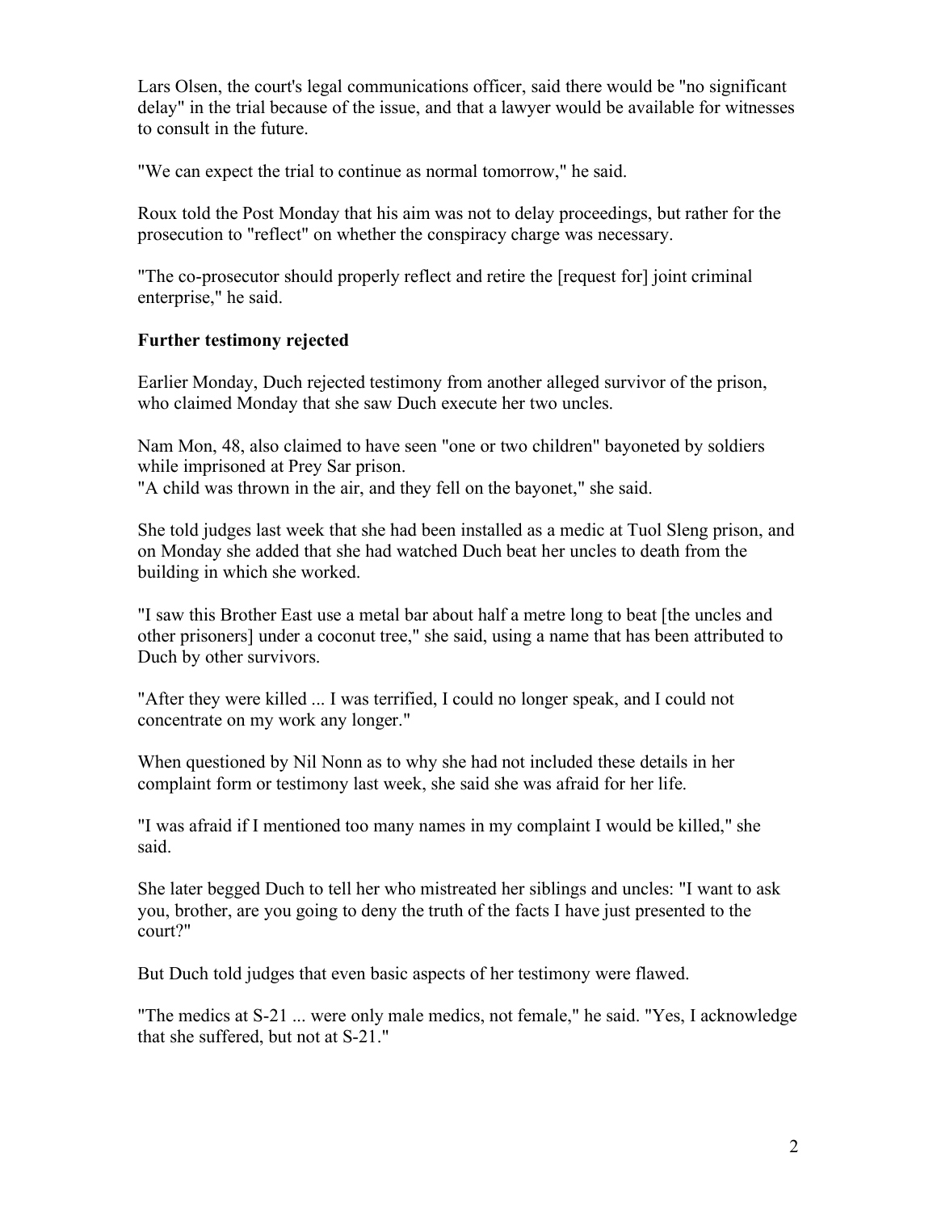Lars Olsen, the court's legal communications officer, said there would be "no significant delay" in the trial because of the issue, and that a lawyer would be available for witnesses to consult in the future.

"We can expect the trial to continue as normal tomorrow," he said.

Roux told the Post Monday that his aim was not to delay proceedings, but rather for the prosecution to "reflect" on whether the conspiracy charge was necessary.

"The co-prosecutor should properly reflect and retire the [request for] joint criminal enterprise," he said.

### Further testimony rejected

Earlier Monday, Duch rejected testimony from another alleged survivor of the prison, who claimed Monday that she saw Duch execute her two uncles.

Nam Mon, 48, also claimed to have seen "one or two children" bayoneted by soldiers while imprisoned at Prey Sar prison.
"A child was thrown in the air, and they fell on the bayonet," she said.

She told judges last week that she had been installed as a medic at Tuol Sleng prison, and on Monday she added that she had watched Duch beat her uncles to death from the building in which she worked.

"I saw this Brother East use a metal bar about half a metre long to beat [the uncles and other prisoners] under a coconut tree," she said, using a name that has been attributed to Duch by other survivors.

"After they were killed ... I was terrified, I could no longer speak, and I could not concentrate on my work any longer."

When questioned by Nil Nonn as to why she had not included these details in her complaint form or testimony last week, she said she was afraid for her life.

"I was afraid if I mentioned too many names in my complaint I would be killed," she said.

She later begged Duch to tell her who mistreated her siblings and uncles: "I want to ask you, brother, are you going to deny the truth of the facts I have just presented to the court?"

But Duch told judges that even basic aspects of her testimony were flawed.

"The medics at S-21 ... were only male medics, not female," he said. "Yes, I acknowledge that she suffered, but not at S-21."